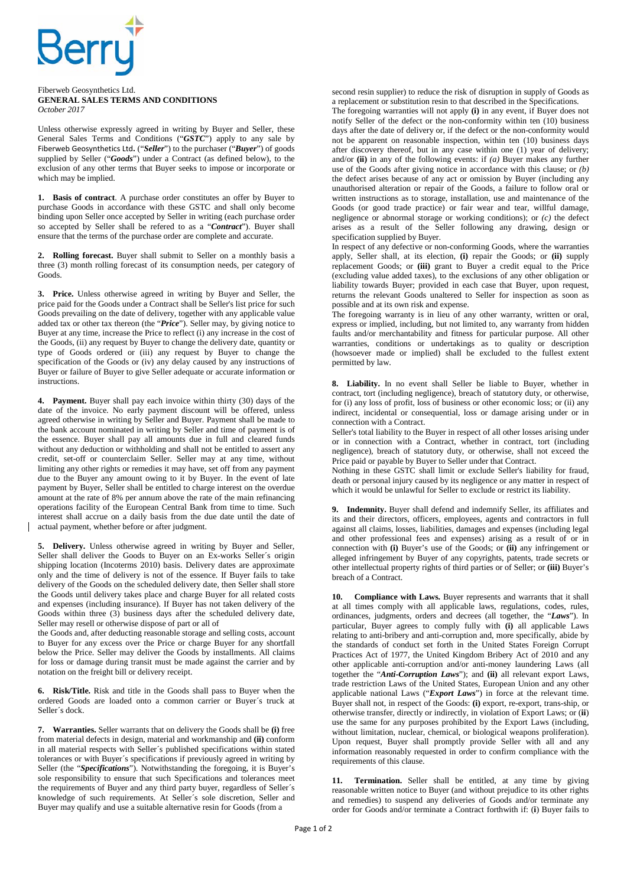Fiberweb Geosynthetics Ltd.
**GENERAL SALES TERMS AND CONDITIONS**
*October 2017*

Unless otherwise expressly agreed in writing by Buyer and Seller, these General Sales Terms and Conditions ("***GSTC***") apply to any sale by Fiberweb Geosynthetics Ltd. ("***Seller***") to the purchaser ("***Buyer***") of goods supplied by Seller ("***Goods***") under a Contract (as defined below), to the exclusion of any other terms that Buyer seeks to impose or incorporate or which may be implied.

**1. Basis of contract**. A purchase order constitutes an offer by Buyer to purchase Goods in accordance with these GSTC and shall only become binding upon Seller once accepted by Seller in writing (each purchase order so accepted by Seller shall be refered to as a "***Contract***"). Buyer shall ensure that the terms of the purchase order are complete and accurate.

**2. Rolling forecast.** Buyer shall submit to Seller on a monthly basis a three (3) month rolling forecast of its consumption needs, per category of Goods.

**3. Price.** Unless otherwise agreed in writing by Buyer and Seller, the price paid for the Goods under a Contract shall be Seller's list price for such Goods prevailing on the date of delivery, together with any applicable value added tax or other tax thereon (the "***Price***"). Seller may, by giving notice to Buyer at any time, increase the Price to reflect (i) any increase in the cost of the Goods, (ii) any request by Buyer to change the delivery date, quantity or type of Goods ordered or (iii) any request by Buyer to change the specification of the Goods or (iv) any delay caused by any instructions of Buyer or failure of Buyer to give Seller adequate or accurate information or instructions.

**4. Payment.** Buyer shall pay each invoice within thirty (30) days of the date of the invoice. No early payment discount will be offered, unless agreed otherwise in writing by Seller and Buyer. Payment shall be made to the bank account nominated in writing by Seller and time of payment is of the essence. Buyer shall pay all amounts due in full and cleared funds without any deduction or withholding and shall not be entitled to assert any credit, set-off or counterclaim Seller. Seller may at any time, without limiting any other rights or remedies it may have, set off from any payment due to the Buyer any amount owing to it by Buyer. In the event of late payment by Buyer, Seller shall be entitled to charge interest on the overdue amount at the rate of 8% per annum above the rate of the main refinancing operations facility of the European Central Bank from time to time. Such interest shall accrue on a daily basis from the due date until the date of actual payment, whether before or after judgment.

**5. Delivery.** Unless otherwise agreed in writing by Buyer and Seller, Seller shall deliver the Goods to Buyer on an Ex-works Seller´s origin shipping location (Incoterms 2010) basis. Delivery dates are approximate only and the time of delivery is not of the essence. If Buyer fails to take delivery of the Goods on the scheduled delivery date, then Seller shall store the Goods until delivery takes place and charge Buyer for all related costs and expenses (including insurance). If Buyer has not taken delivery of the Goods within three (3) business days after the scheduled delivery date, Seller may resell or otherwise dispose of part or all of the Goods and, after deducting reasonable storage and selling costs, account to Buyer for any excess over the Price or charge Buyer for any shortfall below the Price. Seller may deliver the Goods by installments. All claims for loss or damage during transit must be made against the carrier and by notation on the freight bill or delivery receipt.

**6. Risk/Title.** Risk and title in the Goods shall pass to Buyer when the ordered Goods are loaded onto a common carrier or Buyer´s truck at Seller´s dock.

**7. Warranties.** Seller warrants that on delivery the Goods shall be **(i)** free from material defects in design, material and workmanship and **(ii)** conform in all material respects with Seller´s published specifications within stated tolerances or with Buyer´s specifications if previously agreed in writing by Seller (the "***Specifications***"). Notwithstanding the foregoing, it is Buyer's sole responsibility to ensure that such Specifications and tolerances meet the requirements of Buyer and any third party buyer, regardless of Seller´s knowledge of such requirements. At Seller´s sole discretion, Seller and Buyer may qualify and use a suitable alternative resin for Goods (from a second resin supplier) to reduce the risk of disruption in supply of Goods as a replacement or substitution resin to that described in the Specifications.

The foregoing warranties will not apply **(i)** in any event, if Buyer does not notify Seller of the defect or the non-conformity within ten (10) business days after the date of delivery or, if the defect or the non-conformity would not be apparent on reasonable inspection, within ten (10) business days after discovery thereof, but in any case within one (1) year of delivery; and/or **(ii)** in any of the following events: if *(a)* Buyer makes any further use of the Goods after giving notice in accordance with this clause; or *(b)* the defect arises because of any act or omission by Buyer (including any unauthorised alteration or repair of the Goods, a failure to follow oral or written instructions as to storage, installation, use and maintenance of the Goods (or good trade practice) or fair wear and tear, willful damage, negligence or abnormal storage or working conditions); or *(c)* the defect arises as a result of the Seller following any drawing, design or specification supplied by Buyer.

In respect of any defective or non-conforming Goods, where the warranties apply, Seller shall, at its election, **(i)** repair the Goods; or **(ii)** supply replacement Goods; or **(iii)** grant to Buyer a credit equal to the Price (excluding value added taxes), to the exclusions of any other obligation or liability towards Buyer; provided in each case that Buyer, upon request, returns the relevant Goods unaltered to Seller for inspection as soon as possible and at its own risk and expense.

The foregoing warranty is in lieu of any other warranty, written or oral, express or implied, including, but not limited to, any warranty from hidden faults and/or merchantability and fitness for particular purpose. All other warranties, conditions or undertakings as to quality or description (howsoever made or implied) shall be excluded to the fullest extent permitted by law.

**8. Liability.** In no event shall Seller be liable to Buyer, whether in contract, tort (including negligence), breach of statutory duty, or otherwise, for (i) any loss of profit, loss of business or other economic loss; or (ii) any indirect, incidental or consequential, loss or damage arising under or in connection with a Contract.

Seller's total liability to the Buyer in respect of all other losses arising under or in connection with a Contract, whether in contract, tort (including negligence), breach of statutory duty, or otherwise, shall not exceed the Price paid or payable by Buyer to Seller under that Contract.

Nothing in these GSTC shall limit or exclude Seller's liability for fraud, death or personal injury caused by its negligence or any matter in respect of which it would be unlawful for Seller to exclude or restrict its liability.

**9. Indemnity.** Buyer shall defend and indemnify Seller, its affiliates and its and their directors, officers, employees, agents and contractors in full against all claims, losses, liabilities, damages and expenses (including legal and other professional fees and expenses) arising as a result of or in connection with **(i)** Buyer's use of the Goods; or **(ii)** any infringement or alleged infringement by Buyer of any copyrights, patents, trade secrets or other intellectual property rights of third parties or of Seller; or **(iii)** Buyer's breach of a Contract.

**10. Compliance with Laws.** Buyer represents and warrants that it shall at all times comply with all applicable laws, regulations, codes, rules, ordinances, judgments, orders and decrees (all together, the "***Laws***"). In particular, Buyer agrees to comply fully with **(i)** all applicable Laws relating to anti-bribery and anti-corruption and, more specifically, abide by the standards of conduct set forth in the United States Foreign Corrupt Practices Act of 1977, the United Kingdom Bribery Act of 2010 and any other applicable anti-corruption and/or anti-money laundering Laws (all together the "***Anti-Corruption Laws***"); and **(ii)** all relevant export Laws, trade restriction Laws of the United States, European Union and any other applicable national Laws ("***Export Laws***") in force at the relevant time. Buyer shall not, in respect of the Goods: **(i)** export, re-export, trans-ship, or otherwise transfer, directly or indirectly, in violation of Export Laws; or (**ii**) use the same for any purposes prohibited by the Export Laws (including, without limitation, nuclear, chemical, or biological weapons proliferation). Upon request, Buyer shall promptly provide Seller with all and any information reasonably requested in order to confirm compliance with the requirements of this clause.

**11. Termination.** Seller shall be entitled, at any time by giving reasonable written notice to Buyer (and without prejudice to its other rights and remedies) to suspend any deliveries of Goods and/or terminate any order for Goods and/or terminate a Contract forthwith if: (**i**) Buyer fails to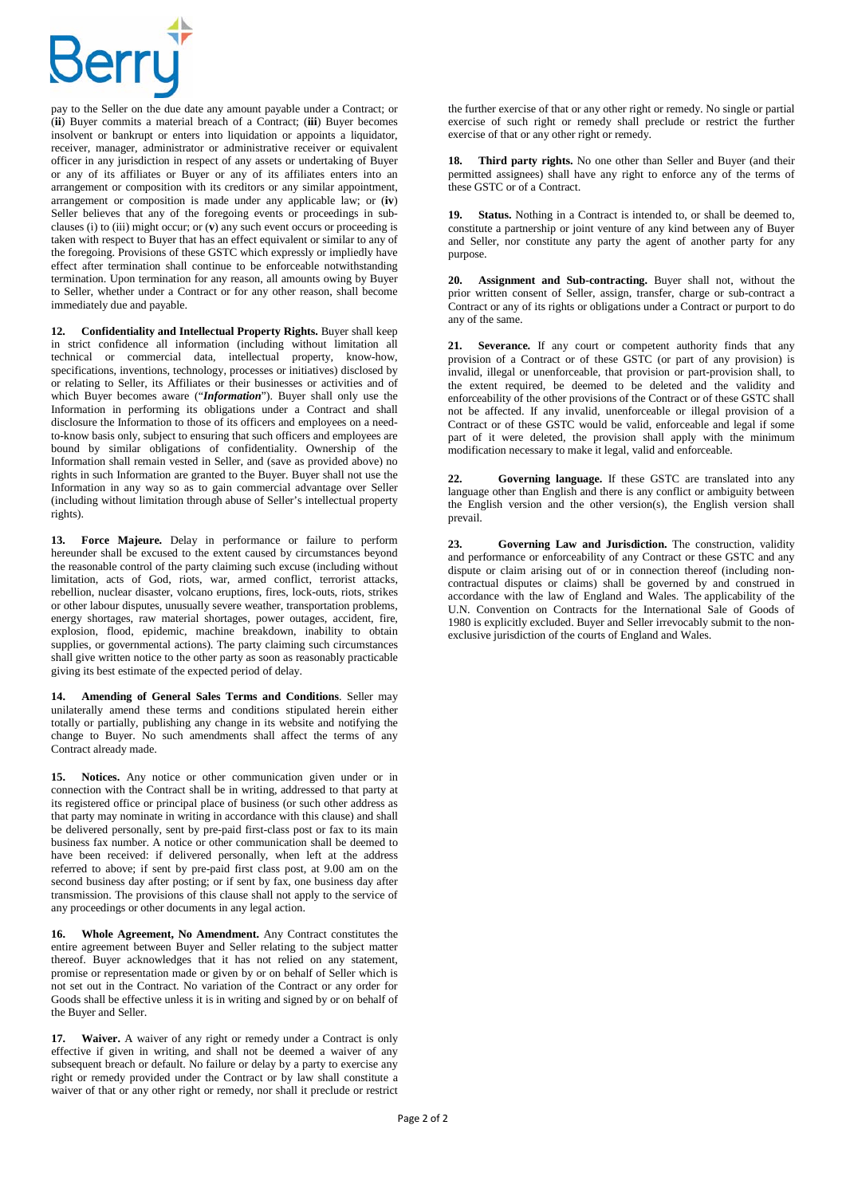pay to the Seller on the due date any amount payable under a Contract; or (**ii**) Buyer commits a material breach of a Contract; (**iii**) Buyer becomes insolvent or bankrupt or enters into liquidation or appoints a liquidator, receiver, manager, administrator or administrative receiver or equivalent officer in any jurisdiction in respect of any assets or undertaking of Buyer or any of its affiliates or Buyer or any of its affiliates enters into an arrangement or composition with its creditors or any similar appointment, arrangement or composition is made under any applicable law; or (**iv**) Seller believes that any of the foregoing events or proceedings in sub-clauses (i) to (iii) might occur; or (**v**) any such event occurs or proceeding is taken with respect to Buyer that has an effect equivalent or similar to any of the foregoing. Provisions of these GSTC which expressly or impliedly have effect after termination shall continue to be enforceable notwithstanding termination. Upon termination for any reason, all amounts owing by Buyer to Seller, whether under a Contract or for any other reason, shall become immediately due and payable.

**12. Confidentiality and Intellectual Property Rights.** Buyer shall keep in strict confidence all information (including without limitation all technical or commercial data, intellectual property, know-how, specifications, inventions, technology, processes or initiatives) disclosed by or relating to Seller, its Affiliates or their businesses or activities and of which Buyer becomes aware ("***Information***"). Buyer shall only use the Information in performing its obligations under a Contract and shall disclosure the Information to those of its officers and employees on a need-to-know basis only, subject to ensuring that such officers and employees are bound by similar obligations of confidentiality. Ownership of the Information shall remain vested in Seller, and (save as provided above) no rights in such Information are granted to the Buyer. Buyer shall not use the Information in any way so as to gain commercial advantage over Seller (including without limitation through abuse of Seller's intellectual property rights).

**13. Force Majeure.** Delay in performance or failure to perform hereunder shall be excused to the extent caused by circumstances beyond the reasonable control of the party claiming such excuse (including without limitation, acts of God, riots, war, armed conflict, terrorist attacks, rebellion, nuclear disaster, volcano eruptions, fires, lock-outs, riots, strikes or other labour disputes, unusually severe weather, transportation problems, energy shortages, raw material shortages, power outages, accident, fire, explosion, flood, epidemic, machine breakdown, inability to obtain supplies, or governmental actions). The party claiming such circumstances shall give written notice to the other party as soon as reasonably practicable giving its best estimate of the expected period of delay.

**14. Amending of General Sales Terms and Conditions**. Seller may unilaterally amend these terms and conditions stipulated herein either totally or partially, publishing any change in its website and notifying the change to Buyer. No such amendments shall affect the terms of any Contract already made.

**15. Notices.** Any notice or other communication given under or in connection with the Contract shall be in writing, addressed to that party at its registered office or principal place of business (or such other address as that party may nominate in writing in accordance with this clause) and shall be delivered personally, sent by pre-paid first-class post or fax to its main business fax number. A notice or other communication shall be deemed to have been received: if delivered personally, when left at the address referred to above; if sent by pre-paid first class post, at 9.00 am on the second business day after posting; or if sent by fax, one business day after transmission. The provisions of this clause shall not apply to the service of any proceedings or other documents in any legal action.

**16. Whole Agreement, No Amendment.** Any Contract constitutes the entire agreement between Buyer and Seller relating to the subject matter thereof. Buyer acknowledges that it has not relied on any statement, promise or representation made or given by or on behalf of Seller which is not set out in the Contract. No variation of the Contract or any order for Goods shall be effective unless it is in writing and signed by or on behalf of the Buyer and Seller.

**17. Waiver.** A waiver of any right or remedy under a Contract is only effective if given in writing, and shall not be deemed a waiver of any subsequent breach or default. No failure or delay by a party to exercise any right or remedy provided under the Contract or by law shall constitute a waiver of that or any other right or remedy, nor shall it preclude or restrict the further exercise of that or any other right or remedy. No single or partial exercise of such right or remedy shall preclude or restrict the further exercise of that or any other right or remedy.

**18. Third party rights.** No one other than Seller and Buyer (and their permitted assignees) shall have any right to enforce any of the terms of these GSTC or of a Contract.

**19. Status.** Nothing in a Contract is intended to, or shall be deemed to, constitute a partnership or joint venture of any kind between any of Buyer and Seller, nor constitute any party the agent of another party for any purpose.

**20. Assignment and Sub-contracting.** Buyer shall not, without the prior written consent of Seller, assign, transfer, charge or sub-contract a Contract or any of its rights or obligations under a Contract or purport to do any of the same.

**21. Severance.** If any court or competent authority finds that any provision of a Contract or of these GSTC (or part of any provision) is invalid, illegal or unenforceable, that provision or part-provision shall, to the extent required, be deemed to be deleted and the validity and enforceability of the other provisions of the Contract or of these GSTC shall not be affected. If any invalid, unenforceable or illegal provision of a Contract or of these GSTC would be valid, enforceable and legal if some part of it were deleted, the provision shall apply with the minimum modification necessary to make it legal, valid and enforceable.

**22. Governing language.** If these GSTC are translated into any language other than English and there is any conflict or ambiguity between the English version and the other version(s), the English version shall prevail.

**23. Governing Law and Jurisdiction.** The construction, validity and performance or enforceability of any Contract or these GSTC and any dispute or claim arising out of or in connection thereof (including non-contractual disputes or claims) shall be governed by and construed in accordance with the law of England and Wales. The applicability of the U.N. Convention on Contracts for the International Sale of Goods of 1980 is explicitly excluded. Buyer and Seller irrevocably submit to the non-exclusive jurisdiction of the courts of England and Wales.